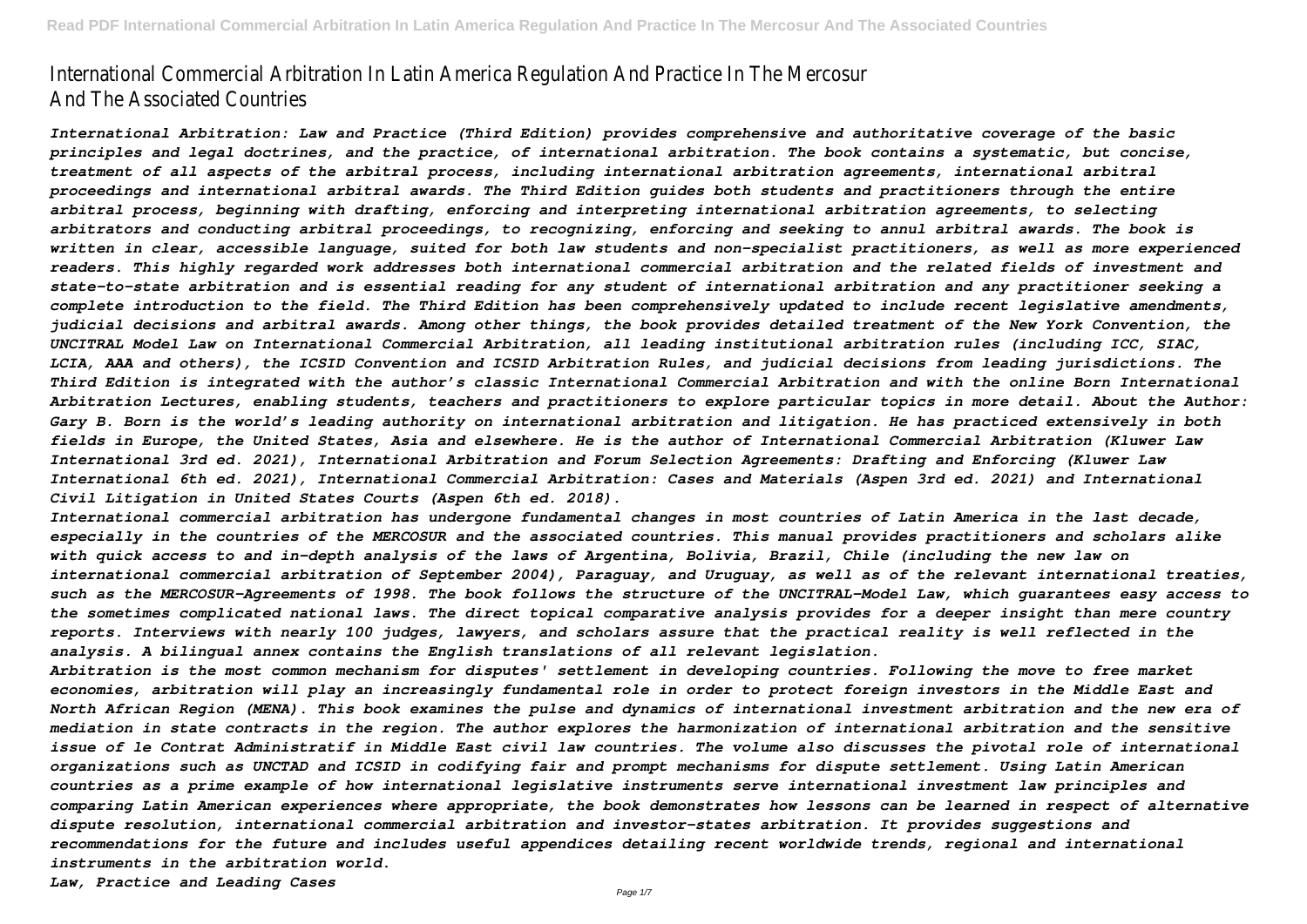# International Commercial Arbitration In Latin America Regulation And Practice In The Mercosur And The Associated Countries

*International Arbitration: Law and Practice (Third Edition) provides comprehensive and authoritative coverage of the basic principles and legal doctrines, and the practice, of international arbitration. The book contains a systematic, but concise, treatment of all aspects of the arbitral process, including international arbitration agreements, international arbitral proceedings and international arbitral awards. The Third Edition guides both students and practitioners through the entire arbitral process, beginning with drafting, enforcing and interpreting international arbitration agreements, to selecting arbitrators and conducting arbitral proceedings, to recognizing, enforcing and seeking to annul arbitral awards. The book is written in clear, accessible language, suited for both law students and non-specialist practitioners, as well as more experienced readers. This highly regarded work addresses both international commercial arbitration and the related fields of investment and state-to-state arbitration and is essential reading for any student of international arbitration and any practitioner seeking a complete introduction to the field. The Third Edition has been comprehensively updated to include recent legislative amendments, judicial decisions and arbitral awards. Among other things, the book provides detailed treatment of the New York Convention, the UNCITRAL Model Law on International Commercial Arbitration, all leading institutional arbitration rules (including ICC, SIAC, LCIA, AAA and others), the ICSID Convention and ICSID Arbitration Rules, and judicial decisions from leading jurisdictions. The Third Edition is integrated with the author's classic International Commercial Arbitration and with the online Born International Arbitration Lectures, enabling students, teachers and practitioners to explore particular topics in more detail. About the Author: Gary B. Born is the world's leading authority on international arbitration and litigation. He has practiced extensively in both fields in Europe, the United States, Asia and elsewhere. He is the author of International Commercial Arbitration (Kluwer Law International 3rd ed. 2021), International Arbitration and Forum Selection Agreements: Drafting and Enforcing (Kluwer Law International 6th ed. 2021), International Commercial Arbitration: Cases and Materials (Aspen 3rd ed. 2021) and International Civil Litigation in United States Courts (Aspen 6th ed. 2018).*

*International commercial arbitration has undergone fundamental changes in most countries of Latin America in the last decade, especially in the countries of the MERCOSUR and the associated countries. This manual provides practitioners and scholars alike with quick access to and in-depth analysis of the laws of Argentina, Bolivia, Brazil, Chile (including the new law on international commercial arbitration of September 2004), Paraguay, and Uruguay, as well as of the relevant international treaties, such as the MERCOSUR-Agreements of 1998. The book follows the structure of the UNCITRAL-Model Law, which guarantees easy access to the sometimes complicated national laws. The direct topical comparative analysis provides for a deeper insight than mere country reports. Interviews with nearly 100 judges, lawyers, and scholars assure that the practical reality is well reflected in the analysis. A bilingual annex contains the English translations of all relevant legislation.*

*Arbitration is the most common mechanism for disputes' settlement in developing countries. Following the move to free market economies, arbitration will play an increasingly fundamental role in order to protect foreign investors in the Middle East and North African Region (MENA). This book examines the pulse and dynamics of international investment arbitration and the new era of mediation in state contracts in the region. The author explores the harmonization of international arbitration and the sensitive issue of le Contrat Administratif in Middle East civil law countries. The volume also discusses the pivotal role of international organizations such as UNCTAD and ICSID in codifying fair and prompt mechanisms for dispute settlement. Using Latin American countries as a prime example of how international legislative instruments serve international investment law principles and comparing Latin American experiences where appropriate, the book demonstrates how lessons can be learned in respect of alternative dispute resolution, international commercial arbitration and investor-states arbitration. It provides suggestions and recommendations for the future and includes useful appendices detailing recent worldwide trends, regional and international instruments in the arbitration world.*

*Law, Practice and Leading Cases*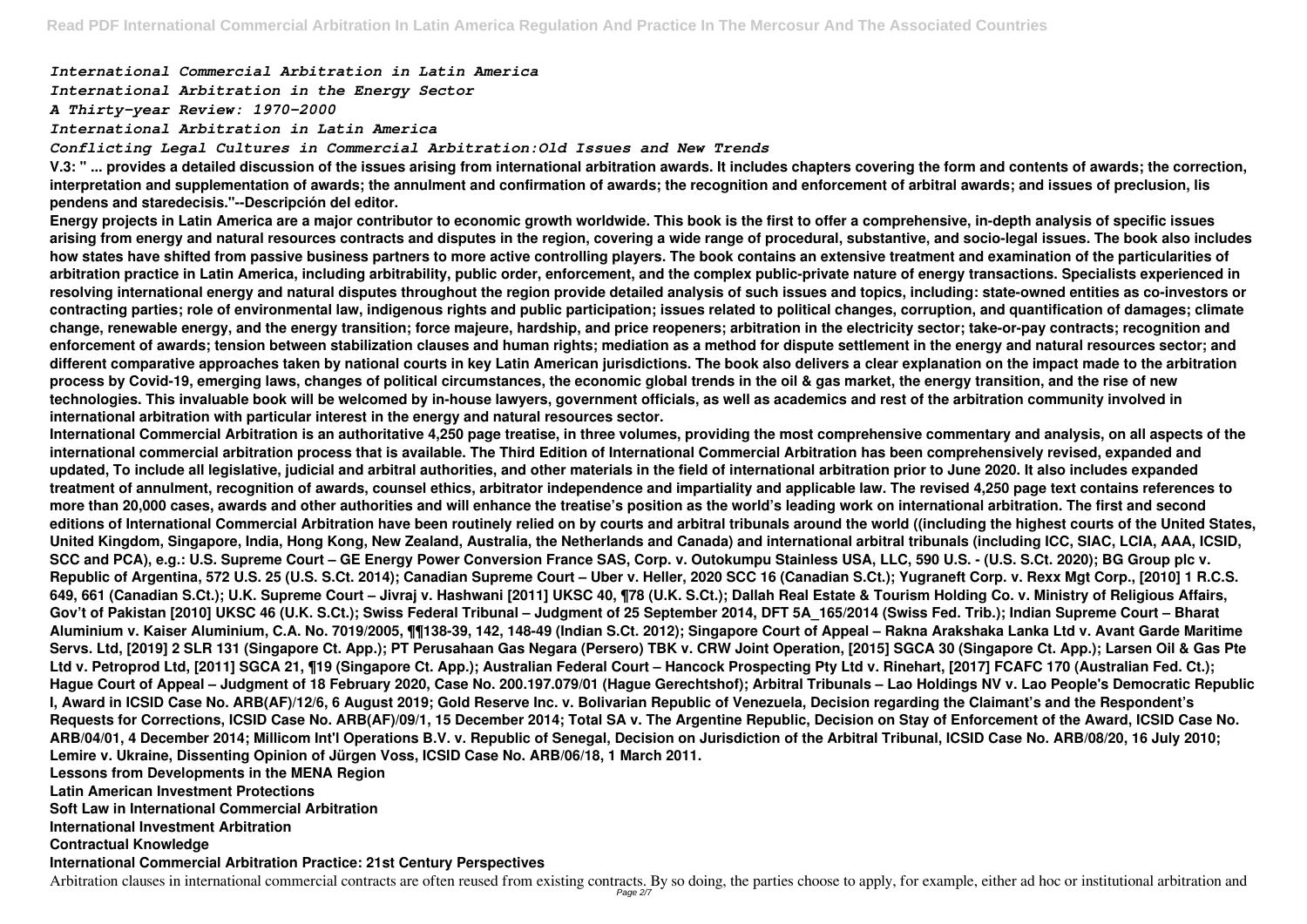*International Commercial Arbitration in Latin America*
*International Arbitration in the Energy Sector*
*A Thirty-year Review: 1970-2000*
*International Arbitration in Latin America*
*Conflicting Legal Cultures in Commercial Arbitration:Old Issues and New Trends*

**V.3: " ... provides a detailed discussion of the issues arising from international arbitration awards. It includes chapters covering the form and contents of awards; the correction, interpretation and supplementation of awards; the annulment and confirmation of awards; the recognition and enforcement of arbitral awards; and issues of preclusion, lis pendens and staredecisis."--Descripción del editor.**

**Energy projects in Latin America are a major contributor to economic growth worldwide. This book is the first to offer a comprehensive, in-depth analysis of specific issues arising from energy and natural resources contracts and disputes in the region, covering a wide range of procedural, substantive, and socio-legal issues. The book also includes how states have shifted from passive business partners to more active controlling players. The book contains an extensive treatment and examination of the particularities of arbitration practice in Latin America, including arbitrability, public order, enforcement, and the complex public-private nature of energy transactions. Specialists experienced in resolving international energy and natural disputes throughout the region provide detailed analysis of such issues and topics, including: state-owned entities as co-investors or contracting parties; role of environmental law, indigenous rights and public participation; issues related to political changes, corruption, and quantification of damages; climate change, renewable energy, and the energy transition; force majeure, hardship, and price reopeners; arbitration in the electricity sector; take-or-pay contracts; recognition and enforcement of awards; tension between stabilization clauses and human rights; mediation as a method for dispute settlement in the energy and natural resources sector; and different comparative approaches taken by national courts in key Latin American jurisdictions. The book also delivers a clear explanation on the impact made to the arbitration process by Covid-19, emerging laws, changes of political circumstances, the economic global trends in the oil & gas market, the energy transition, and the rise of new technologies. This invaluable book will be welcomed by in-house lawyers, government officials, as well as academics and rest of the arbitration community involved in international arbitration with particular interest in the energy and natural resources sector.**

**International Commercial Arbitration is an authoritative 4,250 page treatise, in three volumes, providing the most comprehensive commentary and analysis, on all aspects of the international commercial arbitration process that is available. The Third Edition of International Commercial Arbitration has been comprehensively revised, expanded and updated, To include all legislative, judicial and arbitral authorities, and other materials in the field of international arbitration prior to June 2020. It also includes expanded treatment of annulment, recognition of awards, counsel ethics, arbitrator independence and impartiality and applicable law. The revised 4,250 page text contains references to more than 20,000 cases, awards and other authorities and will enhance the treatise's position as the world's leading work on international arbitration. The first and second editions of International Commercial Arbitration have been routinely relied on by courts and arbitral tribunals around the world ((including the highest courts of the United States, United Kingdom, Singapore, India, Hong Kong, New Zealand, Australia, the Netherlands and Canada) and international arbitral tribunals (including ICC, SIAC, LCIA, AAA, ICSID, SCC and PCA), e.g.: U.S. Supreme Court – GE Energy Power Conversion France SAS, Corp. v. Outokumpu Stainless USA, LLC, 590 U.S. - (U.S. S.Ct. 2020); BG Group plc v. Republic of Argentina, 572 U.S. 25 (U.S. S.Ct. 2014); Canadian Supreme Court – Uber v. Heller, 2020 SCC 16 (Canadian S.Ct.); Yugraneft Corp. v. Rexx Mgt Corp., [2010] 1 R.C.S. 649, 661 (Canadian S.Ct.); U.K. Supreme Court – Jivraj v. Hashwani [2011] UKSC 40, ¶78 (U.K. S.Ct.); Dallah Real Estate & Tourism Holding Co. v. Ministry of Religious Affairs, Gov't of Pakistan [2010] UKSC 46 (U.K. S.Ct.); Swiss Federal Tribunal – Judgment of 25 September 2014, DFT 5A_165/2014 (Swiss Fed. Trib.); Indian Supreme Court – Bharat Aluminium v. Kaiser Aluminium, C.A. No. 7019/2005, ¶¶138-39, 142, 148-49 (Indian S.Ct. 2012); Singapore Court of Appeal – Rakna Arakshaka Lanka Ltd v. Avant Garde Maritime Servs. Ltd, [2019] 2 SLR 131 (Singapore Ct. App.); PT Perusahaan Gas Negara (Persero) TBK v. CRW Joint Operation, [2015] SGCA 30 (Singapore Ct. App.); Larsen Oil & Gas Pte Ltd v. Petroprod Ltd, [2011] SGCA 21, ¶19 (Singapore Ct. App.); Australian Federal Court – Hancock Prospecting Pty Ltd v. Rinehart, [2017] FCAFC 170 (Australian Fed. Ct.); Hague Court of Appeal – Judgment of 18 February 2020, Case No. 200.197.079/01 (Hague Gerechtshof); Arbitral Tribunals – Lao Holdings NV v. Lao People's Democratic Republic I, Award in ICSID Case No. ARB(AF)/12/6, 6 August 2019; Gold Reserve Inc. v. Bolivarian Republic of Venezuela, Decision regarding the Claimant's and the Respondent's Requests for Corrections, ICSID Case No. ARB(AF)/09/1, 15 December 2014; Total SA v. The Argentine Republic, Decision on Stay of Enforcement of the Award, ICSID Case No. ARB/04/01, 4 December 2014; Millicom Int'l Operations B.V. v. Republic of Senegal, Decision on Jurisdiction of the Arbitral Tribunal, ICSID Case No. ARB/08/20, 16 July 2010; Lemire v. Ukraine, Dissenting Opinion of Jürgen Voss, ICSID Case No. ARB/06/18, 1 March 2011.**

**Lessons from Developments in the MENA Region**
**Latin American Investment Protections**
**Soft Law in International Commercial Arbitration**
**International Investment Arbitration**
**Contractual Knowledge**
**International Commercial Arbitration Practice: 21st Century Perspectives**

Arbitration clauses in international commercial contracts are often reused from existing contracts. By so doing, the parties choose to apply, for example, either ad hoc or institutional arbitration and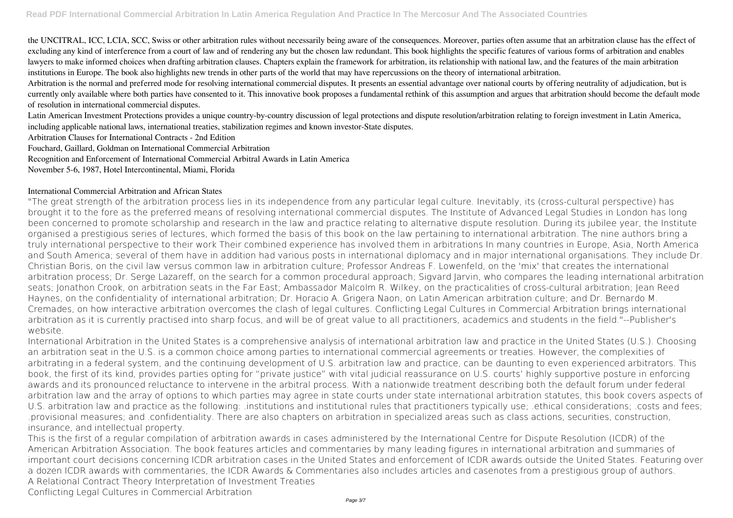the UNCITRAL, ICC, LCIA, SCC, Swiss or other arbitration rules without necessarily being aware of the consequences. Moreover, parties often assume that an arbitration clause has the effect of excluding any kind of interference from a court of law and of rendering any but the chosen law redundant. This book highlights the specific features of various forms of arbitration and enables lawyers to make informed choices when drafting arbitration clauses. Chapters explain the framework for arbitration, its relationship with national law, and the features of the main arbitration institutions in Europe. The book also highlights new trends in other parts of the world that may have repercussions on the theory of international arbitration.

Arbitration is the normal and preferred mode for resolving international commercial disputes. It presents an essential advantage over national courts by offering neutrality of adjudication, but is currently only available where both parties have consented to it. This innovative book proposes a fundamental rethink of this assumption and argues that arbitration should become the default mode of resolution in international commercial disputes.

Latin American Investment Protections provides a unique country-by-country discussion of legal protections and dispute resolution/arbitration relating to foreign investment in Latin America, including applicable national laws, international treaties, stabilization regimes and known investor-State disputes.

Arbitration Clauses for International Contracts - 2nd Edition

Fouchard, Gaillard, Goldman on International Commercial Arbitration

Recognition and Enforcement of International Commercial Arbitral Awards in Latin America

November 5-6, 1987, Hotel Intercontinental, Miami, Florida

International Commercial Arbitration and African States

"The great strength of the arbitration process lies in its independence from any particular legal culture. Inevitably, its (cross-cultural perspective) has brought it to the fore as the preferred means of resolving international commercial disputes. The Institute of Advanced Legal Studies in London has long been concerned to promote scholarship and research in the law and practice relating to alternative dispute resolution. During its jubilee year, the Institute organised a prestigious series of lectures, which formed the basis of this book on the law pertaining to international arbitration. The nine authors bring a truly international perspective to their work Their combined experience has involved them in arbitrations In many countries in Europe, Asia, North America and South America; several of them have in addition had various posts in international diplomacy and in major international organisations. They include Dr. Christian Boris, on the civil law versus common law in arbitration culture; Professor Andreas F. Lowenfeld, on the 'mix' that creates the international arbitration process; Dr. Serge Lazareff, on the search for a common procedural approach; Sigvard Jarvin, who compares the leading international arbitration seats; Jonathon Crook, on arbitration seats in the Far East; Ambassador Malcolm R. Wilkey, on the practicalities of cross-cultural arbitration; Jean Reed Haynes, on the confidentiality of international arbitration; Dr. Horacio A. Grigera Naon, on Latin American arbitration culture; and Dr. Bernardo M. Cremades, on how interactive arbitration overcomes the clash of legal cultures. Conflicting Legal Cultures in Commercial Arbitration brings international arbitration as it is currently practised into sharp focus, and will be of great value to all practitioners, academics and students in the field."--Publisher's website.

International Arbitration in the United States is a comprehensive analysis of international arbitration law and practice in the United States (U.S.). Choosing an arbitration seat in the U.S. is a common choice among parties to international commercial agreements or treaties. However, the complexities of arbitrating in a federal system, and the continuing development of U.S. arbitration law and practice, can be daunting to even experienced arbitrators. This book, the first of its kind, provides parties opting for "private justice" with vital judicial reassurance on U.S. courts' highly supportive posture in enforcing awards and its pronounced reluctance to intervene in the arbitral process. With a nationwide treatment describing both the default forum under federal arbitration law and the array of options to which parties may agree in state courts under state international arbitration statutes, this book covers aspects of U.S. arbitration law and practice as the following: .institutions and institutional rules that practitioners typically use; .ethical considerations; .costs and fees; .provisional measures; and .confidentiality. There are also chapters on arbitration in specialized areas such as class actions, securities, construction, insurance, and intellectual property.

This is the first of a regular compilation of arbitration awards in cases administered by the International Centre for Dispute Resolution (ICDR) of the American Arbitration Association. The book features articles and commentaries by many leading figures in international arbitration and summaries of important court decisions concerning ICDR arbitration cases in the United States and enforcement of ICDR awards outside the United States. Featuring over a dozen ICDR awards with commentaries, the ICDR Awards & Commentaries also includes articles and casenotes from a prestigious group of authors.

A Relational Contract Theory Interpretation of Investment Treaties

Conflicting Legal Cultures in Commercial Arbitration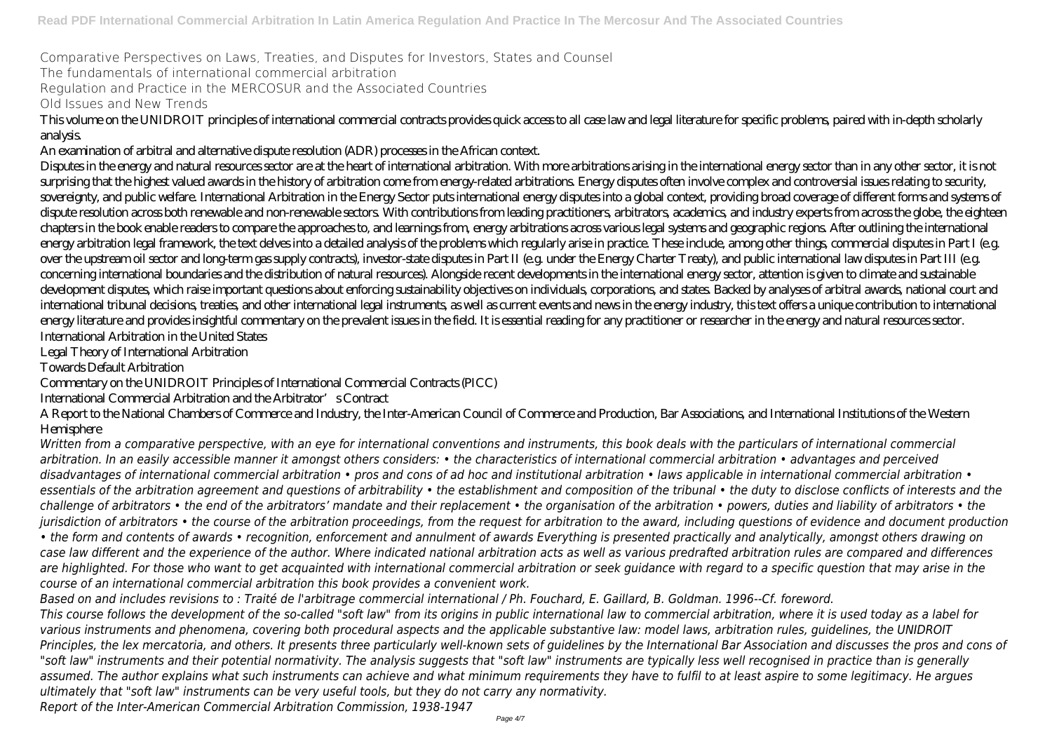Comparative Perspectives on Laws, Treaties, and Disputes for Investors, States and Counsel

The fundamentals of international commercial arbitration

Regulation and Practice in the MERCOSUR and the Associated Countries

Old Issues and New Trends

This volume on the UNIDROIT principles of international commercial contracts provides quick access to all case law and legal literature for specific problems, paired with in-depth scholarly analysis.

An examination of arbitral and alternative dispute resolution (ADR) processes in the African context.

Disputes in the energy and natural resources sector are at the heart of international arbitration. With more arbitrations arising in the international energy sector than in any other sector, it is not surprising that the highest valued awards in the history of arbitration come from energy-related arbitrations. Energy disputes often involve complex and controversial issues relating to security, sovereignty, and public welfare. International Arbitration in the Energy Sector puts international energy disputes into a global context, providing broad coverage of different forms and systems of dispute resolution across both renewable and non-renewable sectors. With contributions from leading practitioners, arbitrators, academics, and industry experts from across the globe, the eighteen chapters in the book enable readers to compare the approaches to, and learnings from, energy arbitrations across various legal systems and geographic regions. After outlining the international energy arbitration legal framework, the text delves into a detailed analysis of the problems which regularly arise in practice. These include, among other things, commercial disputes in Part I (e.g. over the upstream oil sector and long-term gas supply contracts), investor-state disputes in Part II (e.g. under the Energy Charter Treaty), and public international law disputes in Part III (e.g. concerning international boundaries and the distribution of natural resources). Alongside recent developments in the international energy sector, attention is given to climate and sustainable development disputes, which raise important questions about enforcing sustainability objectives on individuals, corporations, and states. Backed by analyses of arbitral awards, national court and international tribunal decisions, treaties, and other international legal instruments, as well as current events and news in the energy industry, this text offers a unique contribution to international energy literature and provides insightful commentary on the prevalent issues in the field. It is essential reading for any practitioner or researcher in the energy and natural resources sector.

International Arbitration in the United States

Legal Theory of International Arbitration

Towards Default Arbitration

Commentary on the UNIDROIT Principles of International Commercial Contracts (PICC)

International Commercial Arbitration and the Arbitrator's Contract

A Report to the National Chambers of Commerce and Industry, the Inter-American Council of Commerce and Production, Bar Associations, and International Institutions of the Western Hemisphere

*Written from a comparative perspective, with an eye for international conventions and instruments, this book deals with the particulars of international commercial arbitration. In an easily accessible manner it amongst others considers: • the characteristics of international commercial arbitration • advantages and perceived disadvantages of international commercial arbitration • pros and cons of ad hoc and institutional arbitration • laws applicable in international commercial arbitration • essentials of the arbitration agreement and questions of arbitrability • the establishment and composition of the tribunal • the duty to disclose conflicts of interests and the challenge of arbitrators • the end of the arbitrators' mandate and their replacement • the organisation of the arbitration • powers, duties and liability of arbitrators • the jurisdiction of arbitrators • the course of the arbitration proceedings, from the request for arbitration to the award, including questions of evidence and document production • the form and contents of awards • recognition, enforcement and annulment of awards Everything is presented practically and analytically, amongst others drawing on case law different and the experience of the author. Where indicated national arbitration acts as well as various predrafted arbitration rules are compared and differences are highlighted. For those who want to get acquainted with international commercial arbitration or seek guidance with regard to a specific question that may arise in the course of an international commercial arbitration this book provides a convenient work.*

*Based on and includes revisions to : Traité de l'arbitrage commercial international / Ph. Fouchard, E. Gaillard, B. Goldman. 1996--Cf. foreword.*

*This course follows the development of the so-called "soft law" from its origins in public international law to commercial arbitration, where it is used today as a label for various instruments and phenomena, covering both procedural aspects and the applicable substantive law: model laws, arbitration rules, guidelines, the UNIDROIT Principles, the lex mercatoria, and others. It presents three particularly well-known sets of guidelines by the International Bar Association and discusses the pros and cons of "soft law" instruments and their potential normativity. The analysis suggests that "soft law" instruments are typically less well recognised in practice than is generally assumed. The author explains what such instruments can achieve and what minimum requirements they have to fulfil to at least aspire to some legitimacy. He argues ultimately that "soft law" instruments can be very useful tools, but they do not carry any normativity.*

*Report of the Inter-American Commercial Arbitration Commission, 1938-1947*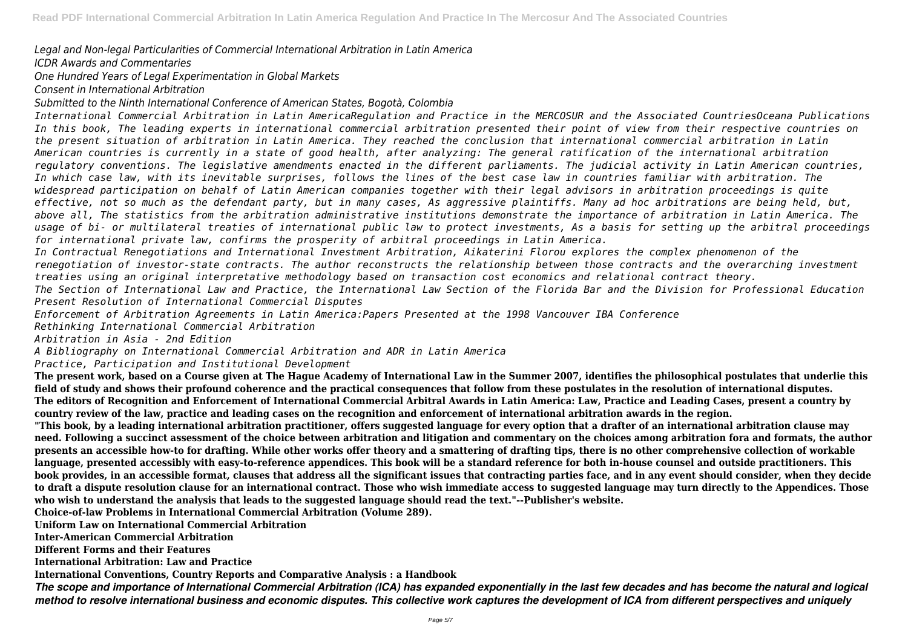*Legal and Non-legal Particularities of Commercial International Arbitration in Latin America*

*ICDR Awards and Commentaries*

*One Hundred Years of Legal Experimentation in Global Markets*

*Consent in International Arbitration*

*Submitted to the Ninth International Conference of American States, Bogotà, Colombia*

*International Commercial Arbitration in Latin AmericaRegulation and Practice in the MERCOSUR and the Associated CountriesOceana Publications*

*In this book, The leading experts in international commercial arbitration presented their point of view from their respective countries on the present situation of arbitration in Latin America. They reached the conclusion that international commercial arbitration in Latin American countries is currently in a state of good health, after analyzing: The general ratification of the international arbitration regulatory conventions. The legislative amendments enacted in the different parliaments. The judicial activity in Latin American countries, In which case law, with its inevitable surprises, follows the lines of the best case law in countries familiar with arbitration. The widespread participation on behalf of Latin American companies together with their legal advisors in arbitration proceedings is quite effective, not so much as the defendant party, but in many cases, As aggressive plaintiffs. Many ad hoc arbitrations are being held, but, above all, The statistics from the arbitration administrative institutions demonstrate the importance of arbitration in Latin America. The usage of bi- or multilateral treaties of international public law to protect investments, As a basis for setting up the arbitral proceedings for international private law, confirms the prosperity of arbitral proceedings in Latin America.*

*In Contractual Renegotiations and International Investment Arbitration, Aikaterini Florou explores the complex phenomenon of the renegotiation of investor-state contracts. The author reconstructs the relationship between those contracts and the overarching investment treaties using an original interpretative methodology based on transaction cost economics and relational contract theory.*

*The Section of International Law and Practice, the International Law Section of the Florida Bar and the Division for Professional Education*

*Present Resolution of International Commercial Disputes*

*Enforcement of Arbitration Agreements in Latin America:Papers Presented at the 1998 Vancouver IBA Conference*

*Rethinking International Commercial Arbitration*

*Arbitration in Asia - 2nd Edition*

*A Bibliography on International Commercial Arbitration and ADR in Latin America*

*Practice, Participation and Institutional Development*

**The present work, based on a Course given at The Hague Academy of International Law in the Summer 2007, identifies the philosophical postulates that underlie this field of study and shows their profound coherence and the practical consequences that follow from these postulates in the resolution of international disputes.**

**The editors of Recognition and Enforcement of International Commercial Arbitral Awards in Latin America: Law, Practice and Leading Cases, present a country by country review of the law, practice and leading cases on the recognition and enforcement of international arbitration awards in the region.**

**"This book, by a leading international arbitration practitioner, offers suggested language for every option that a drafter of an international arbitration clause may need. Following a succinct assessment of the choice between arbitration and litigation and commentary on the choices among arbitration fora and formats, the author presents an accessible how-to for drafting. While other works offer theory and a smattering of drafting tips, there is no other comprehensive collection of workable language, presented accessibly with easy-to-reference appendices. This book will be a standard reference for both in-house counsel and outside practitioners. This book provides, in an accessible format, clauses that address all the significant issues that contracting parties face, and in any event should consider, when they decide to draft a dispute resolution clause for an international contract. Those who wish immediate access to suggested language may turn directly to the Appendices. Those who wish to understand the analysis that leads to the suggested language should read the text."--Publisher's website.**

**Choice-of-law Problems in International Commercial Arbitration (Volume 289).**

**Uniform Law on International Commercial Arbitration**

**Inter-American Commercial Arbitration**

**Different Forms and their Features**

**International Arbitration: Law and Practice**

**International Conventions, Country Reports and Comparative Analysis : a Handbook**

***The scope and importance of International Commercial Arbitration (ICA) has expanded exponentially in the last few decades and has become the natural and logical method to resolve international business and economic disputes. This collective work captures the development of ICA from different perspectives and uniquely***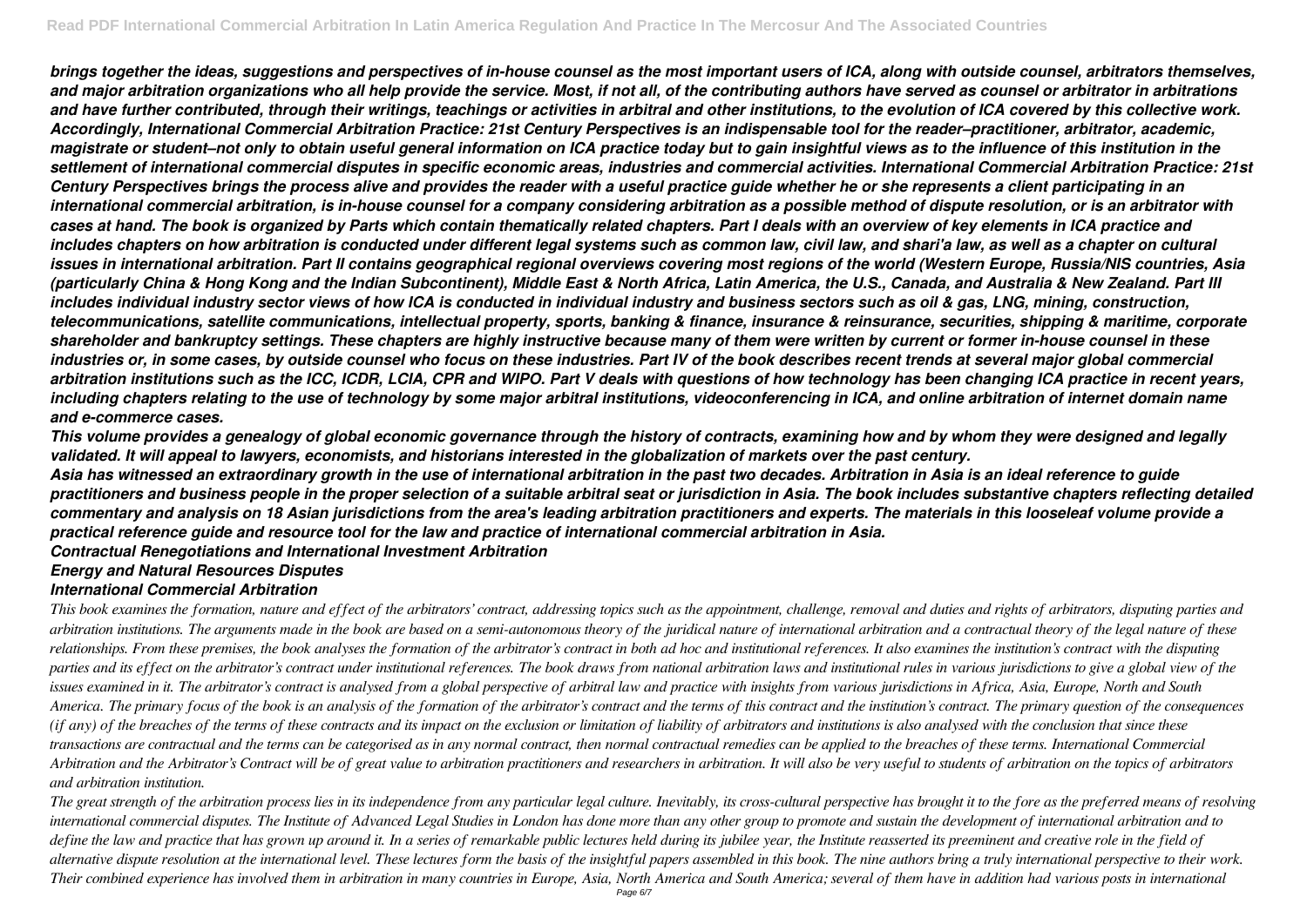*brings together the ideas, suggestions and perspectives of in-house counsel as the most important users of ICA, along with outside counsel, arbitrators themselves, and major arbitration organizations who all help provide the service. Most, if not all, of the contributing authors have served as counsel or arbitrator in arbitrations and have further contributed, through their writings, teachings or activities in arbitral and other institutions, to the evolution of ICA covered by this collective work. Accordingly, International Commercial Arbitration Practice: 21st Century Perspectives is an indispensable tool for the reader–practitioner, arbitrator, academic, magistrate or student–not only to obtain useful general information on ICA practice today but to gain insightful views as to the influence of this institution in the settlement of international commercial disputes in specific economic areas, industries and commercial activities. International Commercial Arbitration Practice: 21st Century Perspectives brings the process alive and provides the reader with a useful practice guide whether he or she represents a client participating in an international commercial arbitration, is in-house counsel for a company considering arbitration as a possible method of dispute resolution, or is an arbitrator with cases at hand. The book is organized by Parts which contain thematically related chapters. Part I deals with an overview of key elements in ICA practice and includes chapters on how arbitration is conducted under different legal systems such as common law, civil law, and shari'a law, as well as a chapter on cultural issues in international arbitration. Part II contains geographical regional overviews covering most regions of the world (Western Europe, Russia/NIS countries, Asia (particularly China & Hong Kong and the Indian Subcontinent), Middle East & North Africa, Latin America, the U.S., Canada, and Australia & New Zealand. Part III includes individual industry sector views of how ICA is conducted in individual industry and business sectors such as oil & gas, LNG, mining, construction, telecommunications, satellite communications, intellectual property, sports, banking & finance, insurance & reinsurance, securities, shipping & maritime, corporate shareholder and bankruptcy settings. These chapters are highly instructive because many of them were written by current or former in-house counsel in these industries or, in some cases, by outside counsel who focus on these industries. Part IV of the book describes recent trends at several major global commercial arbitration institutions such as the ICC, ICDR, LCIA, CPR and WIPO. Part V deals with questions of how technology has been changing ICA practice in recent years, including chapters relating to the use of technology by some major arbitral institutions, videoconferencing in ICA, and online arbitration of internet domain name and e-commerce cases.*

*This volume provides a genealogy of global economic governance through the history of contracts, examining how and by whom they were designed and legally validated. It will appeal to lawyers, economists, and historians interested in the globalization of markets over the past century.*

*Asia has witnessed an extraordinary growth in the use of international arbitration in the past two decades. Arbitration in Asia is an ideal reference to guide practitioners and business people in the proper selection of a suitable arbitral seat or jurisdiction in Asia. The book includes substantive chapters reflecting detailed commentary and analysis on 18 Asian jurisdictions from the area's leading arbitration practitioners and experts. The materials in this looseleaf volume provide a practical reference guide and resource tool for the law and practice of international commercial arbitration in Asia.*

***Contractual Renegotiations and International Investment Arbitration***

***Energy and Natural Resources Disputes***

***International Commercial Arbitration***

*This book examines the formation, nature and effect of the arbitrators' contract, addressing topics such as the appointment, challenge, removal and duties and rights of arbitrators, disputing parties and arbitration institutions. The arguments made in the book are based on a semi-autonomous theory of the juridical nature of international arbitration and a contractual theory of the legal nature of these relationships. From these premises, the book analyses the formation of the arbitrator's contract in both ad hoc and institutional references. It also examines the institution's contract with the disputing parties and its effect on the arbitrator's contract under institutional references. The book draws from national arbitration laws and institutional rules in various jurisdictions to give a global view of the issues examined in it. The arbitrator's contract is analysed from a global perspective of arbitral law and practice with insights from various jurisdictions in Africa, Asia, Europe, North and South America. The primary focus of the book is an analysis of the formation of the arbitrator's contract and the terms of this contract and the institution's contract. The primary question of the consequences (if any) of the breaches of the terms of these contracts and its impact on the exclusion or limitation of liability of arbitrators and institutions is also analysed with the conclusion that since these transactions are contractual and the terms can be categorised as in any normal contract, then normal contractual remedies can be applied to the breaches of these terms. International Commercial Arbitration and the Arbitrator's Contract will be of great value to arbitration practitioners and researchers in arbitration. It will also be very useful to students of arbitration on the topics of arbitrators and arbitration institution.*

*The great strength of the arbitration process lies in its independence from any particular legal culture. Inevitably, its cross-cultural perspective has brought it to the fore as the preferred means of resolving international commercial disputes. The Institute of Advanced Legal Studies in London has done more than any other group to promote and sustain the development of international arbitration and to define the law and practice that has grown up around it. In a series of remarkable public lectures held during its jubilee year, the Institute reasserted its preeminent and creative role in the field of alternative dispute resolution at the international level. These lectures form the basis of the insightful papers assembled in this book. The nine authors bring a truly international perspective to their work. Their combined experience has involved them in arbitration in many countries in Europe, Asia, North America and South America; several of them have in addition had various posts in international*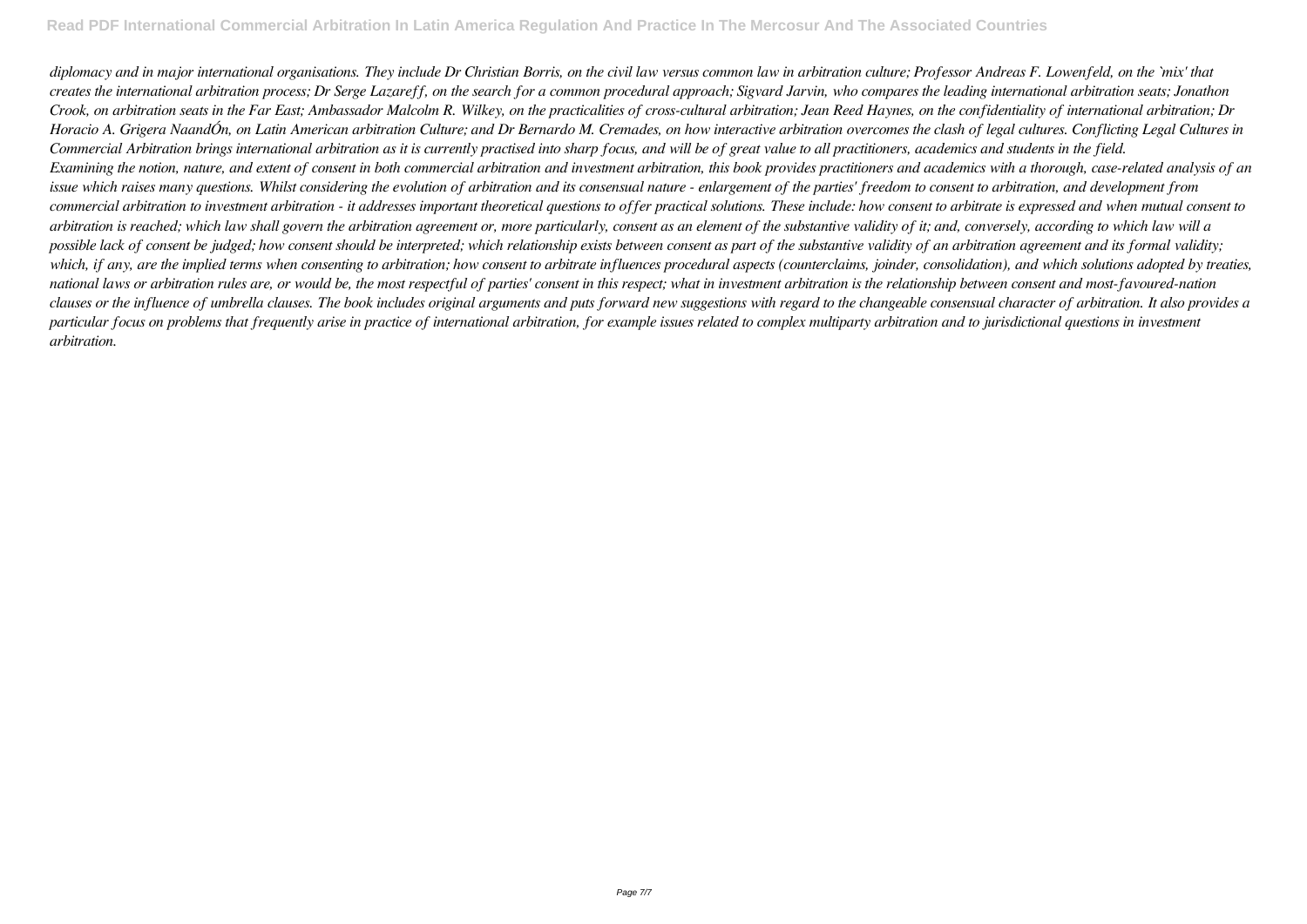*diplomacy and in major international organisations. They include Dr Christian Borris, on the civil law versus common law in arbitration culture; Professor Andreas F. Lowenfeld, on the `mix' that creates the international arbitration process; Dr Serge Lazareff, on the search for a common procedural approach; Sigvard Jarvin, who compares the leading international arbitration seats; Jonathon Crook, on arbitration seats in the Far East; Ambassador Malcolm R. Wilkey, on the practicalities of cross-cultural arbitration; Jean Reed Haynes, on the confidentiality of international arbitration; Dr Horacio A. Grigera NaandÓn, on Latin American arbitration Culture; and Dr Bernardo M. Cremades, on how interactive arbitration overcomes the clash of legal cultures. Conflicting Legal Cultures in Commercial Arbitration brings international arbitration as it is currently practised into sharp focus, and will be of great value to all practitioners, academics and students in the field.*

*Examining the notion, nature, and extent of consent in both commercial arbitration and investment arbitration, this book provides practitioners and academics with a thorough, case-related analysis of an issue which raises many questions. Whilst considering the evolution of arbitration and its consensual nature - enlargement of the parties' freedom to consent to arbitration, and development from commercial arbitration to investment arbitration - it addresses important theoretical questions to offer practical solutions. These include: how consent to arbitrate is expressed and when mutual consent to arbitration is reached; which law shall govern the arbitration agreement or, more particularly, consent as an element of the substantive validity of it; and, conversely, according to which law will a possible lack of consent be judged; how consent should be interpreted; which relationship exists between consent as part of the substantive validity of an arbitration agreement and its formal validity; which, if any, are the implied terms when consenting to arbitration; how consent to arbitrate influences procedural aspects (counterclaims, joinder, consolidation), and which solutions adopted by treaties, national laws or arbitration rules are, or would be, the most respectful of parties' consent in this respect; what in investment arbitration is the relationship between consent and most-favoured-nation clauses or the influence of umbrella clauses. The book includes original arguments and puts forward new suggestions with regard to the changeable consensual character of arbitration. It also provides a particular focus on problems that frequently arise in practice of international arbitration, for example issues related to complex multiparty arbitration and to jurisdictional questions in investment arbitration.*